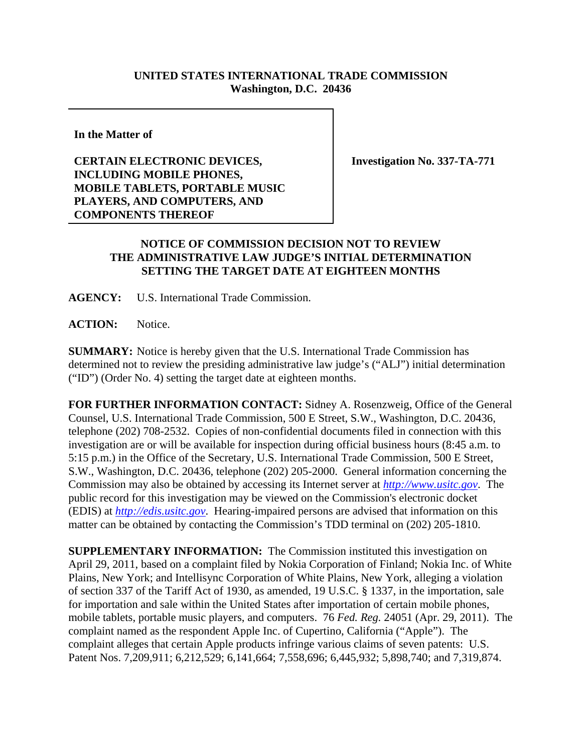**UNITED STATES INTERNATIONAL TRADE COMMISSION**
**Washington, D.C. 20436**

| | |
|---|---|
| **In the Matter of**<br><br>**CERTAIN ELECTRONIC DEVICES, INCLUDING MOBILE PHONES, MOBILE TABLETS, PORTABLE MUSIC PLAYERS, AND COMPUTERS, AND COMPONENTS THEREOF** | **Investigation No. 337-TA-771** |

## NOTICE OF COMMISSION DECISION NOT TO REVIEW THE ADMINISTRATIVE LAW JUDGE'S INITIAL DETERMINATION SETTING THE TARGET DATE AT EIGHTEEN MONTHS

**AGENCY:** U.S. International Trade Commission.

**ACTION:** Notice.

**SUMMARY:** Notice is hereby given that the U.S. International Trade Commission has determined not to review the presiding administrative law judge's ("ALJ") initial determination ("ID") (Order No. 4) setting the target date at eighteen months.

**FOR FURTHER INFORMATION CONTACT:** Sidney A. Rosenzweig, Office of the General Counsel, U.S. International Trade Commission, 500 E Street, S.W., Washington, D.C. 20436, telephone (202) 708-2532. Copies of non-confidential documents filed in connection with this investigation are or will be available for inspection during official business hours (8:45 a.m. to 5:15 p.m.) in the Office of the Secretary, U.S. International Trade Commission, 500 E Street, S.W., Washington, D.C. 20436, telephone (202) 205-2000. General information concerning the Commission may also be obtained by accessing its Internet server at *http://www.usitc.gov*. The public record for this investigation may be viewed on the Commission's electronic docket (EDIS) at *http://edis.usitc.gov*. Hearing-impaired persons are advised that information on this matter can be obtained by contacting the Commission's TDD terminal on (202) 205-1810.

**SUPPLEMENTARY INFORMATION:** The Commission instituted this investigation on April 29, 2011, based on a complaint filed by Nokia Corporation of Finland; Nokia Inc. of White Plains, New York; and Intellisync Corporation of White Plains, New York, alleging a violation of section 337 of the Tariff Act of 1930, as amended, 19 U.S.C. § 1337, in the importation, sale for importation and sale within the United States after importation of certain mobile phones, mobile tablets, portable music players, and computers. 76 *Fed. Reg.* 24051 (Apr. 29, 2011). The complaint named as the respondent Apple Inc. of Cupertino, California ("Apple"). The complaint alleges that certain Apple products infringe various claims of seven patents: U.S. Patent Nos. 7,209,911; 6,212,529; 6,141,664; 7,558,696; 6,445,932; 5,898,740; and 7,319,874.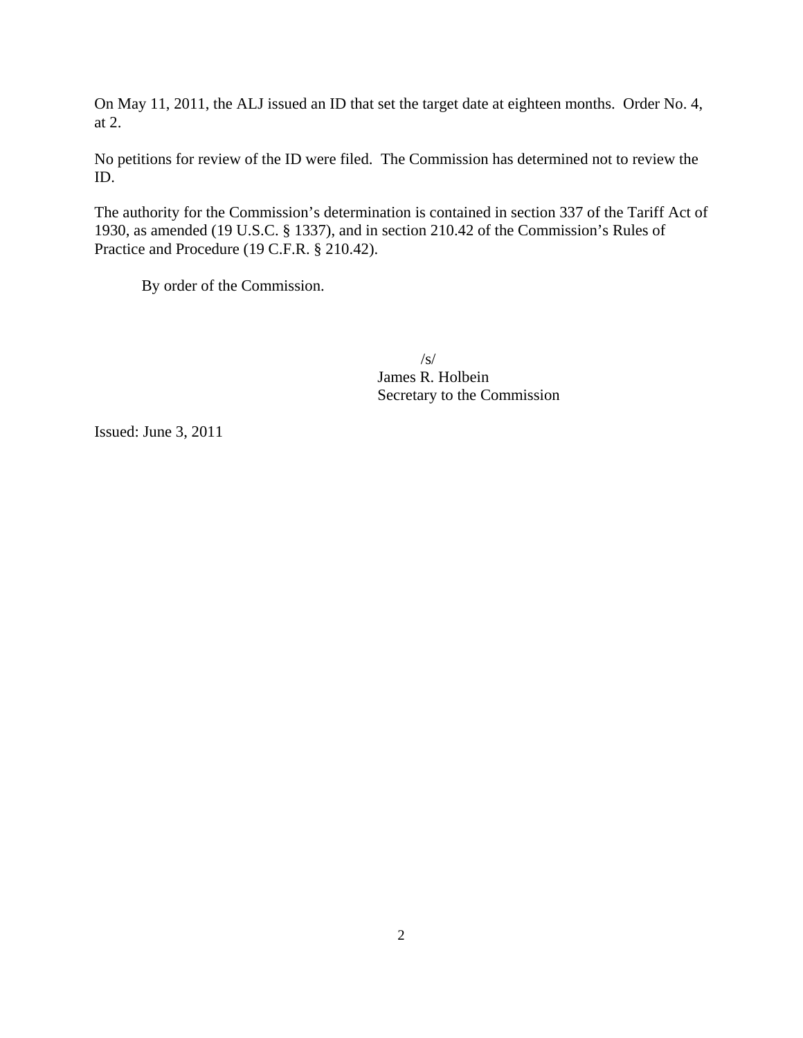On May 11, 2011, the ALJ issued an ID that set the target date at eighteen months. Order No. 4, at 2.

No petitions for review of the ID were filed. The Commission has determined not to review the ID.

The authority for the Commission's determination is contained in section 337 of the Tariff Act of 1930, as amended (19 U.S.C. § 1337), and in section 210.42 of the Commission's Rules of Practice and Procedure (19 C.F.R. § 210.42).

By order of the Commission.

/s/
James R. Holbein
Secretary to the Commission

Issued: June 3, 2011